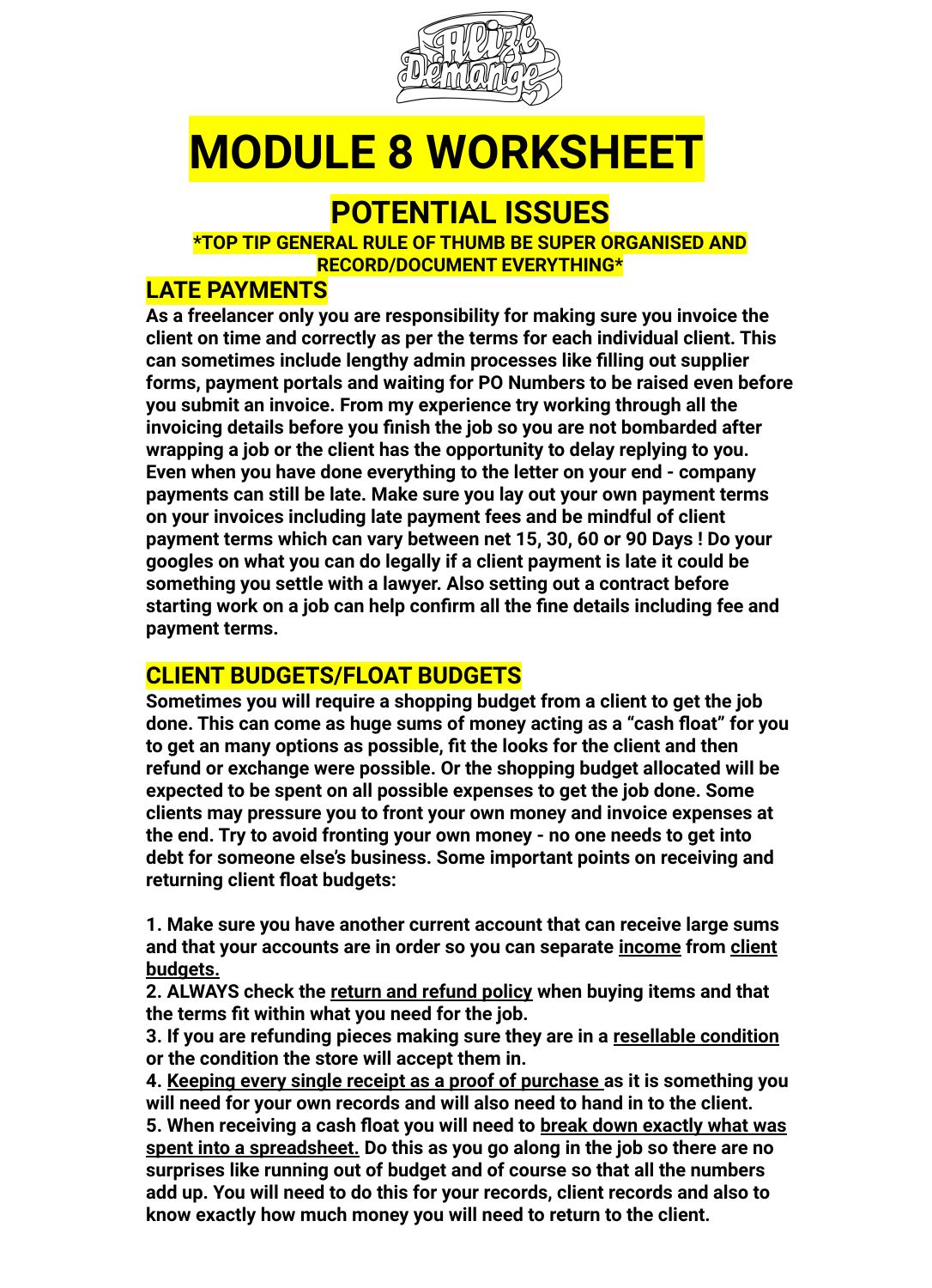# MODULE 8 WORKSHEET

## POTENTIAL ISSUES

**\*TOP TIP GENERAL RULE OF THUMB BE SUPER ORGANISED AND RECORD/DOCUMENT EVERYTHING\***

### LATE PAYMENTS

**As a freelancer only you are responsibility for making sure you invoice the client on time and correctly as per the terms for each individual client. This can sometimes include lengthy admin processes like filling out supplier forms, payment portals and waiting for PO Numbers to be raised even before you submit an invoice. From my experience try working through all the invoicing details before you finish the job so you are not bombarded after wrapping a job or the client has the opportunity to delay replying to you. Even when you have done everything to the letter on your end - company payments can still be late. Make sure you lay out your own payment terms on your invoices including late payment fees and be mindful of client payment terms which can vary between net 15, 30, 60 or 90 Days ! Do your googles on what you can do legally if a client payment is late it could be something you settle with a lawyer. Also setting out a contract before starting work on a job can help confirm all the fine details including fee and payment terms.**

### CLIENT BUDGETS/FLOAT BUDGETS

**Sometimes you will require a shopping budget from a client to get the job done. This can come as huge sums of money acting as a "cash float" for you to get an many options as possible, fit the looks for the client and then refund or exchange were possible. Or the shopping budget allocated will be expected to be spent on all possible expenses to get the job done. Some clients may pressure you to front your own money and invoice expenses at the end. Try to avoid fronting your own money - no one needs to get into debt for someone else's business. Some important points on receiving and returning client float budgets:**

**1. Make sure you have another current account that can receive large sums and that your accounts are in order so you can separate <u>income</u> from <u>client budgets.</u>**
**2. ALWAYS check the <u>return and refund policy</u> when buying items and that the terms fit within what you need for the job.**
**3. If you are refunding pieces making sure they are in a <u>resellable condition</u> or the condition the store will accept them in.**
**4. <u>Keeping every single receipt as a proof of purchase</u> as it is something you will need for your own records and will also need to hand in to the client.**
**5. When receiving a cash float you will need to <u>break down exactly what was spent into a spreadsheet.</u> Do this as you go along in the job so there are no surprises like running out of budget and of course so that all the numbers add up. You will need to do this for your records, client records and also to know exactly how much money you will need to return to the client.**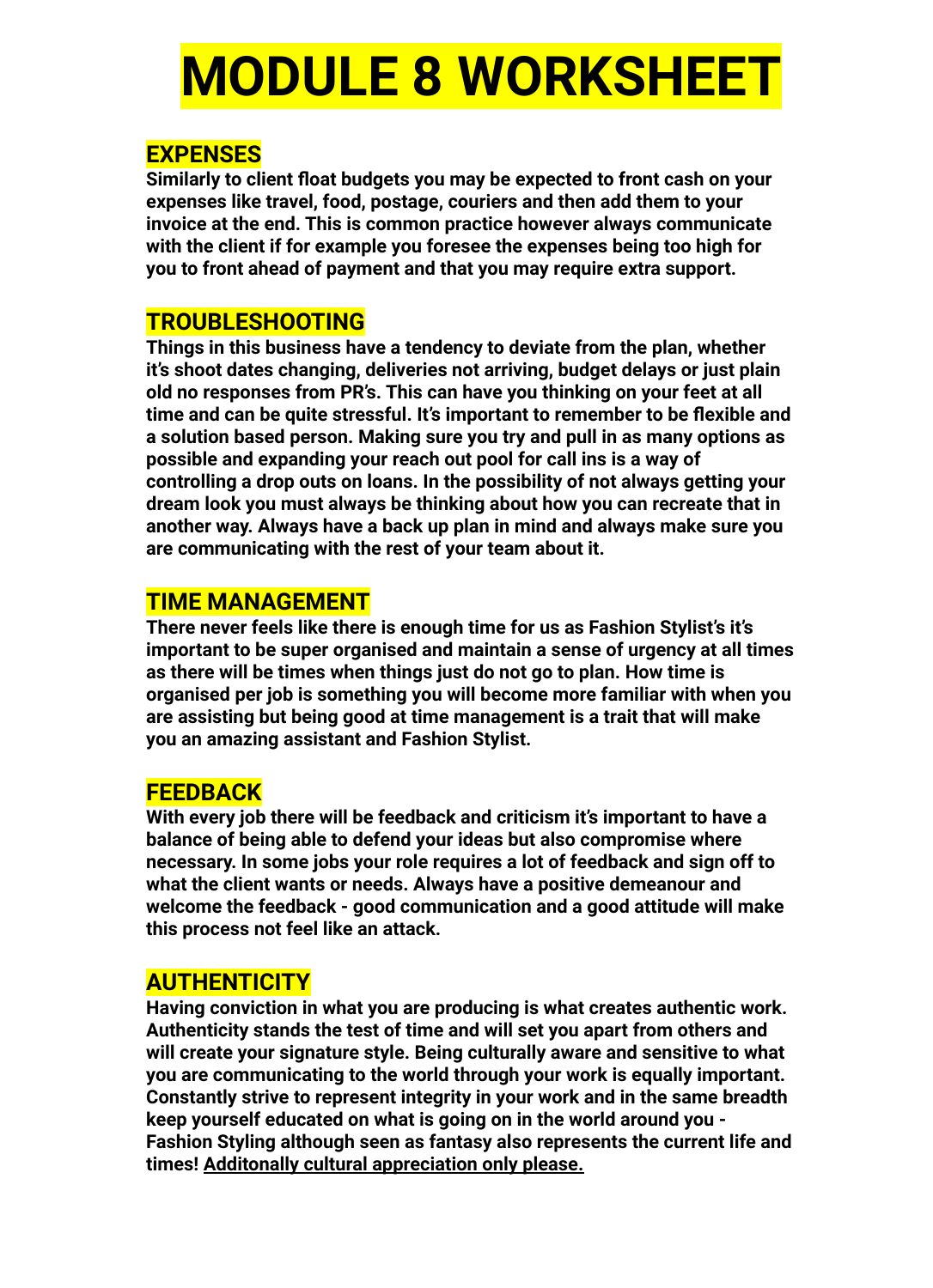# MODULE 8 WORKSHEET

## EXPENSES

**Similarly to client float budgets you may be expected to front cash on your expenses like travel, food, postage, couriers and then add them to your invoice at the end. This is common practice however always communicate with the client if for example you foresee the expenses being too high for you to front ahead of payment and that you may require extra support.**

## TROUBLESHOOTING

**Things in this business have a tendency to deviate from the plan, whether it's shoot dates changing, deliveries not arriving, budget delays or just plain old no responses from PR's. This can have you thinking on your feet at all time and can be quite stressful. It's important to remember to be flexible and a solution based person. Making sure you try and pull in as many options as possible and expanding your reach out pool for call ins is a way of controlling a drop outs on loans. In the possibility of not always getting your dream look you must always be thinking about how you can recreate that in another way. Always have a back up plan in mind and always make sure you are communicating with the rest of your team about it.**

## TIME MANAGEMENT

**There never feels like there is enough time for us as Fashion Stylist's it's important to be super organised and maintain a sense of urgency at all times as there will be times when things just do not go to plan. How time is organised per job is something you will become more familiar with when you are assisting but being good at time management is a trait that will make you an amazing assistant and Fashion Stylist.**

## FEEDBACK

**With every job there will be feedback and criticism it's important to have a balance of being able to defend your ideas but also compromise where necessary. In some jobs your role requires a lot of feedback and sign off to what the client wants or needs. Always have a positive demeanour and welcome the feedback - good communication and a good attitude will make this process not feel like an attack.**

## AUTHENTICITY

**Having conviction in what you are producing is what creates authentic work. Authenticity stands the test of time and will set you apart from others and will create your signature style. Being culturally aware and sensitive to what you are communicating to the world through your work is equally important. Constantly strive to represent integrity in your work and in the same breadth keep yourself educated on what is going on in the world around you - Fashion Styling although seen as fantasy also represents the current life and times! <u>Additonally cultural appreciation only please.</u>**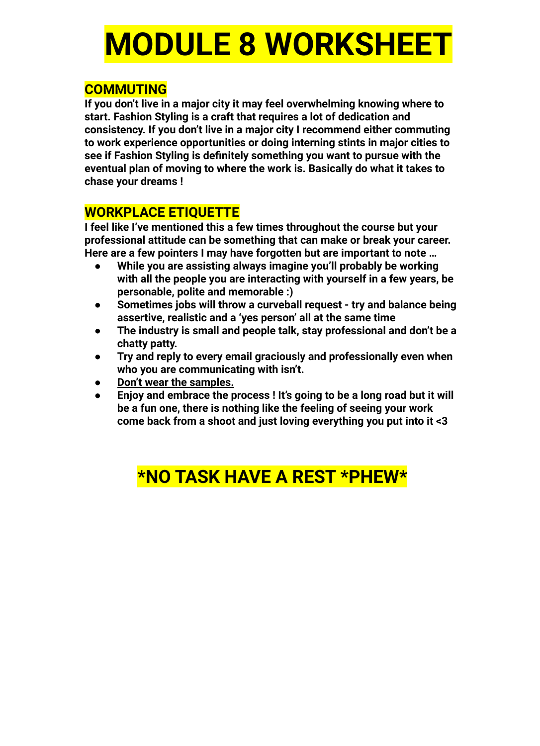# MODULE 8 WORKSHEET

## COMMUTING

**If you don't live in a major city it may feel overwhelming knowing where to start. Fashion Styling is a craft that requires a lot of dedication and consistency. If you don't live in a major city I recommend either commuting to work experience opportunities or doing interning stints in major cities to see if Fashion Styling is definitely something you want to pursue with the eventual plan of moving to where the work is. Basically do what it takes to chase your dreams !**

## WORKPLACE ETIQUETTE

**I feel like I've mentioned this a few times throughout the course but your professional attitude can be something that can make or break your career. Here are a few pointers I may have forgotten but are important to note …**

- **While you are assisting always imagine you'll probably be working with all the people you are interacting with yourself in a few years, be personable, polite and memorable :)**
- **Sometimes jobs will throw a curveball request - try and balance being assertive, realistic and a 'yes person' all at the same time**
- **The industry is small and people talk, stay professional and don't be a chatty patty.**
- **Try and reply to every email graciously and professionally even when who you are communicating with isn't.**
- **<u>Don't wear the samples.</u>**
- **Enjoy and embrace the process ! It's going to be a long road but it will be a fun one, there is nothing like the feeling of seeing your work come back from a shoot and just loving everything you put into it <3**

## *NO TASK HAVE A REST *PHEW*